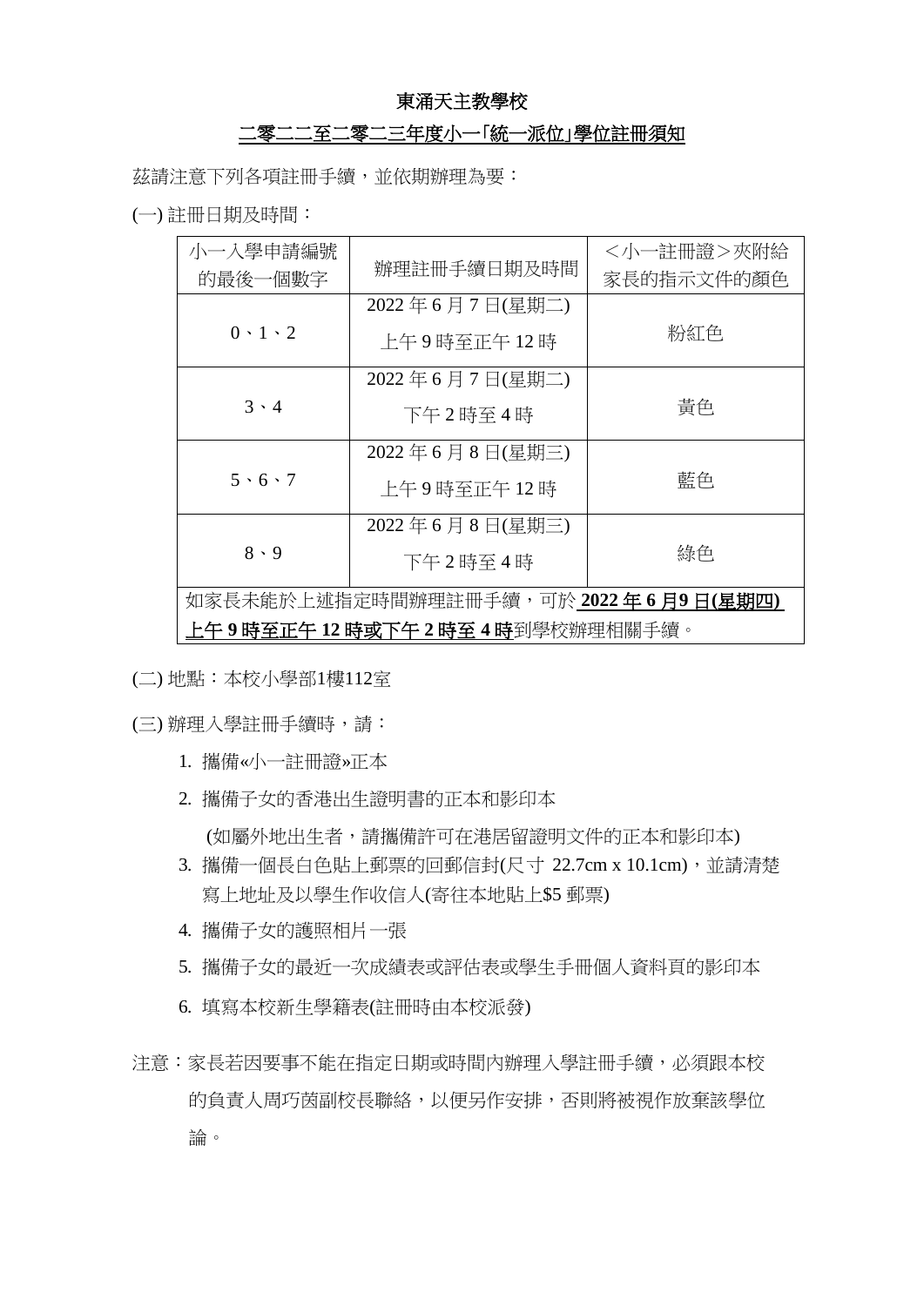# 東涌天主教學校

## <u>二零二二至二零二三年度小一「統一派位」學位註冊須知</u>

茲請注意下列各項註冊手續，並依期辦理為要：

(一) 註冊日期及時間：

| 小一入學申請編號的最後一個數字 | 辦理註冊手續日期及時間 | <小一註冊證>夾附給家長的指示文件的顏色 |
|---|---|---|
| 0、1、2 | 2022 年 6 月 7 日(星期二)<br>上午 9 時至正午 12 時 | 粉紅色 |
| 3、4 | 2022 年 6 月 7 日(星期二)<br>下午 2 時至 4 時 | 黃色 |
| 5、6、7 | 2022 年 6 月 8 日(星期三)<br>上午 9 時至正午 12 時 | 藍色 |
| 8、9 | 2022 年 6 月 8 日(星期三)<br>下午 2 時至 4 時 | 綠色 |
| 如家長未能於上述指定時間辦理註冊手續，可於 **<u>2022 年 6 月9 日(星期四) 上午 9 時至正午 12 時或下午 2 時至 4 時</u>**到學校辦理相關手續。 | | |

(二) 地點：本校小學部1樓112室

(三) 辦理入學註冊手續時，請：

1. 攜備«小一註冊證»正本
2. 攜備子女的香港出生證明書的正本和影印本
   (如屬外地出生者，請攜備許可在港居留證明文件的正本和影印本)
3. 攜備一個長白色貼上郵票的回郵信封(尺寸 22.7cm x 10.1cm)，並請清楚寫上地址及以學生作收信人(寄往本地貼上$5 郵票)
4. 攜備子女的護照相片一張
5. 攜備子女的最近一次成績表或評估表或學生手冊個人資料頁的影印本
6. 填寫本校新生學籍表(註冊時由本校派發)

注意：家長若因要事不能在指定日期或時間內辦理入學註冊手續，必須跟本校的負責人周巧茵副校長聯絡，以便另作安排，否則將被視作放棄該學位論。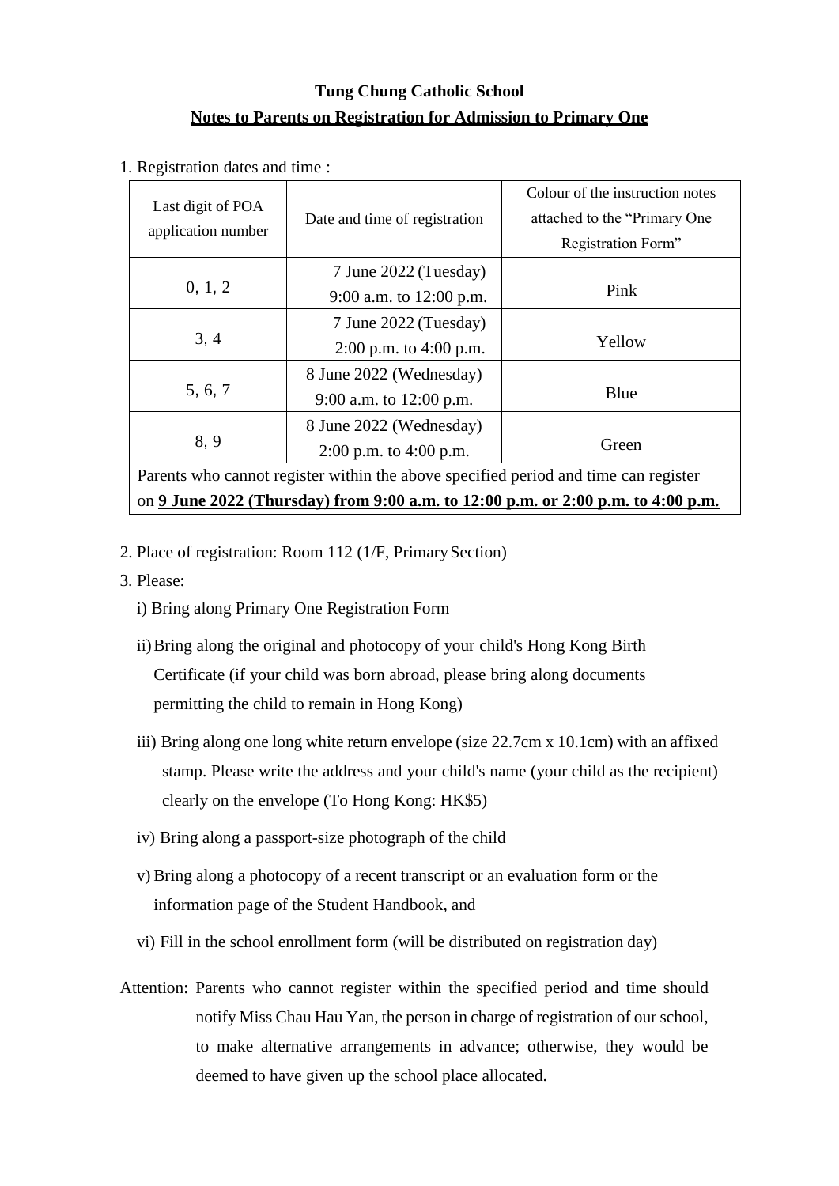**Tung Chung Catholic School**

**Notes to Parents on Registration for Admission to Primary One**

1. Registration dates and time :

| Last digit of POA application number | Date and time of registration | Colour of the instruction notes attached to the "Primary One Registration Form" |
|---|---|---|
| 0, 1, 2 | 7 June 2022 (Tuesday) 9:00 a.m. to 12:00 p.m. | Pink |
| 3, 4 | 7 June 2022 (Tuesday) 2:00 p.m. to 4:00 p.m. | Yellow |
| 5, 6, 7 | 8 June 2022 (Wednesday) 9:00 a.m. to 12:00 p.m. | Blue |
| 8, 9 | 8 June 2022 (Wednesday) 2:00 p.m. to 4:00 p.m. | Green |
| Parents who cannot register within the above specified period and time can register on **9 June 2022 (Thursday) from 9:00 a.m. to 12:00 p.m. or 2:00 p.m. to 4:00 p.m.** | | |

2. Place of registration: Room 112 (1/F, Primary Section)

3. Please:

   i) Bring along Primary One Registration Form

   ii) Bring along the original and photocopy of your child's Hong Kong Birth Certificate (if your child was born abroad, please bring along documents permitting the child to remain in Hong Kong)

   iii) Bring along one long white return envelope (size 22.7cm x 10.1cm) with an affixed stamp. Please write the address and your child's name (your child as the recipient) clearly on the envelope (To Hong Kong: HK$5)

   iv) Bring along a passport-size photograph of the child

   v) Bring along a photocopy of a recent transcript or an evaluation form or the information page of the Student Handbook, and

   vi) Fill in the school enrollment form (will be distributed on registration day)

Attention: Parents who cannot register within the specified period and time should notify Miss Chau Hau Yan, the person in charge of registration of our school, to make alternative arrangements in advance; otherwise, they would be deemed to have given up the school place allocated.